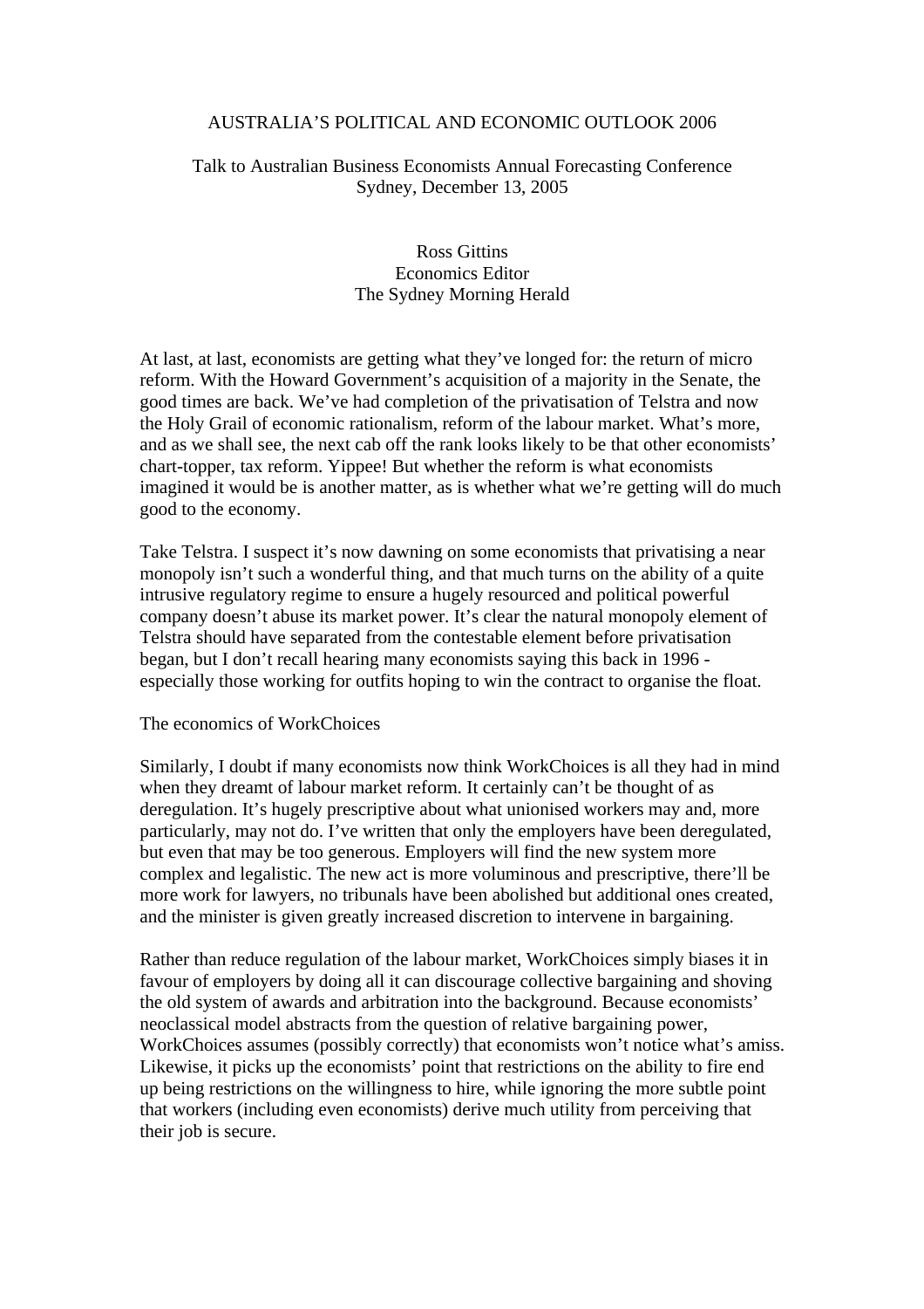# AUSTRALIA'S POLITICAL AND ECONOMIC OUTLOOK 2006

Talk to Australian Business Economists Annual Forecasting Conference
Sydney, December 13, 2005

Ross Gittins
Economics Editor
The Sydney Morning Herald

At last, at last, economists are getting what they've longed for: the return of micro reform. With the Howard Government's acquisition of a majority in the Senate, the good times are back. We've had completion of the privatisation of Telstra and now the Holy Grail of economic rationalism, reform of the labour market. What's more, and as we shall see, the next cab off the rank looks likely to be that other economists' chart-topper, tax reform. Yippee! But whether the reform is what economists imagined it would be is another matter, as is whether what we're getting will do much good to the economy.

Take Telstra. I suspect it's now dawning on some economists that privatising a near monopoly isn't such a wonderful thing, and that much turns on the ability of a quite intrusive regulatory regime to ensure a hugely resourced and political powerful company doesn't abuse its market power. It's clear the natural monopoly element of Telstra should have separated from the contestable element before privatisation began, but I don't recall hearing many economists saying this back in 1996 - especially those working for outfits hoping to win the contract to organise the float.

## The economics of WorkChoices

Similarly, I doubt if many economists now think WorkChoices is all they had in mind when they dreamt of labour market reform. It certainly can't be thought of as deregulation. It's hugely prescriptive about what unionised workers may and, more particularly, may not do. I've written that only the employers have been deregulated, but even that may be too generous. Employers will find the new system more complex and legalistic. The new act is more voluminous and prescriptive, there'll be more work for lawyers, no tribunals have been abolished but additional ones created, and the minister is given greatly increased discretion to intervene in bargaining.

Rather than reduce regulation of the labour market, WorkChoices simply biases it in favour of employers by doing all it can discourage collective bargaining and shoving the old system of awards and arbitration into the background. Because economists' neoclassical model abstracts from the question of relative bargaining power, WorkChoices assumes (possibly correctly) that economists won't notice what's amiss. Likewise, it picks up the economists' point that restrictions on the ability to fire end up being restrictions on the willingness to hire, while ignoring the more subtle point that workers (including even economists) derive much utility from perceiving that their job is secure.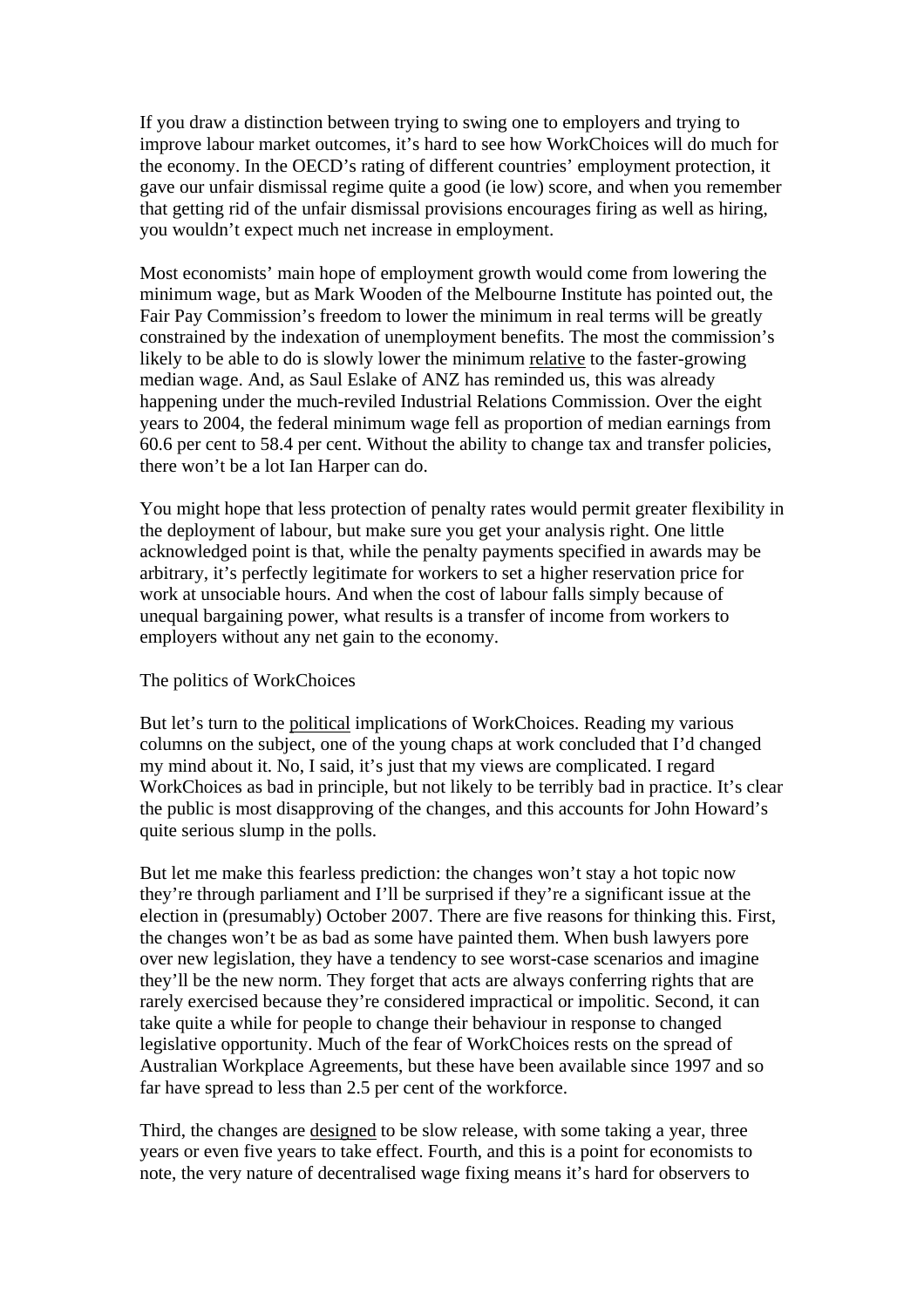If you draw a distinction between trying to swing one to employers and trying to improve labour market outcomes, it's hard to see how WorkChoices will do much for the economy. In the OECD's rating of different countries' employment protection, it gave our unfair dismissal regime quite a good (ie low) score, and when you remember that getting rid of the unfair dismissal provisions encourages firing as well as hiring, you wouldn't expect much net increase in employment.

Most economists' main hope of employment growth would come from lowering the minimum wage, but as Mark Wooden of the Melbourne Institute has pointed out, the Fair Pay Commission's freedom to lower the minimum in real terms will be greatly constrained by the indexation of unemployment benefits. The most the commission's likely to be able to do is slowly lower the minimum <u>relative</u> to the faster-growing median wage. And, as Saul Eslake of ANZ has reminded us, this was already happening under the much-reviled Industrial Relations Commission. Over the eight years to 2004, the federal minimum wage fell as proportion of median earnings from 60.6 per cent to 58.4 per cent. Without the ability to change tax and transfer policies, there won't be a lot Ian Harper can do.

You might hope that less protection of penalty rates would permit greater flexibility in the deployment of labour, but make sure you get your analysis right. One little acknowledged point is that, while the penalty payments specified in awards may be arbitrary, it's perfectly legitimate for workers to set a higher reservation price for work at unsociable hours. And when the cost of labour falls simply because of unequal bargaining power, what results is a transfer of income from workers to employers without any net gain to the economy.

## The politics of WorkChoices

But let's turn to the <u>political</u> implications of WorkChoices. Reading my various columns on the subject, one of the young chaps at work concluded that I'd changed my mind about it. No, I said, it's just that my views are complicated. I regard WorkChoices as bad in principle, but not likely to be terribly bad in practice. It's clear the public is most disapproving of the changes, and this accounts for John Howard's quite serious slump in the polls.

But let me make this fearless prediction: the changes won't stay a hot topic now they're through parliament and I'll be surprised if they're a significant issue at the election in (presumably) October 2007. There are five reasons for thinking this. First, the changes won't be as bad as some have painted them. When bush lawyers pore over new legislation, they have a tendency to see worst-case scenarios and imagine they'll be the new norm. They forget that acts are always conferring rights that are rarely exercised because they're considered impractical or impolitic. Second, it can take quite a while for people to change their behaviour in response to changed legislative opportunity. Much of the fear of WorkChoices rests on the spread of Australian Workplace Agreements, but these have been available since 1997 and so far have spread to less than 2.5 per cent of the workforce.

Third, the changes are <u>designed</u> to be slow release, with some taking a year, three years or even five years to take effect. Fourth, and this is a point for economists to note, the very nature of decentralised wage fixing means it's hard for observers to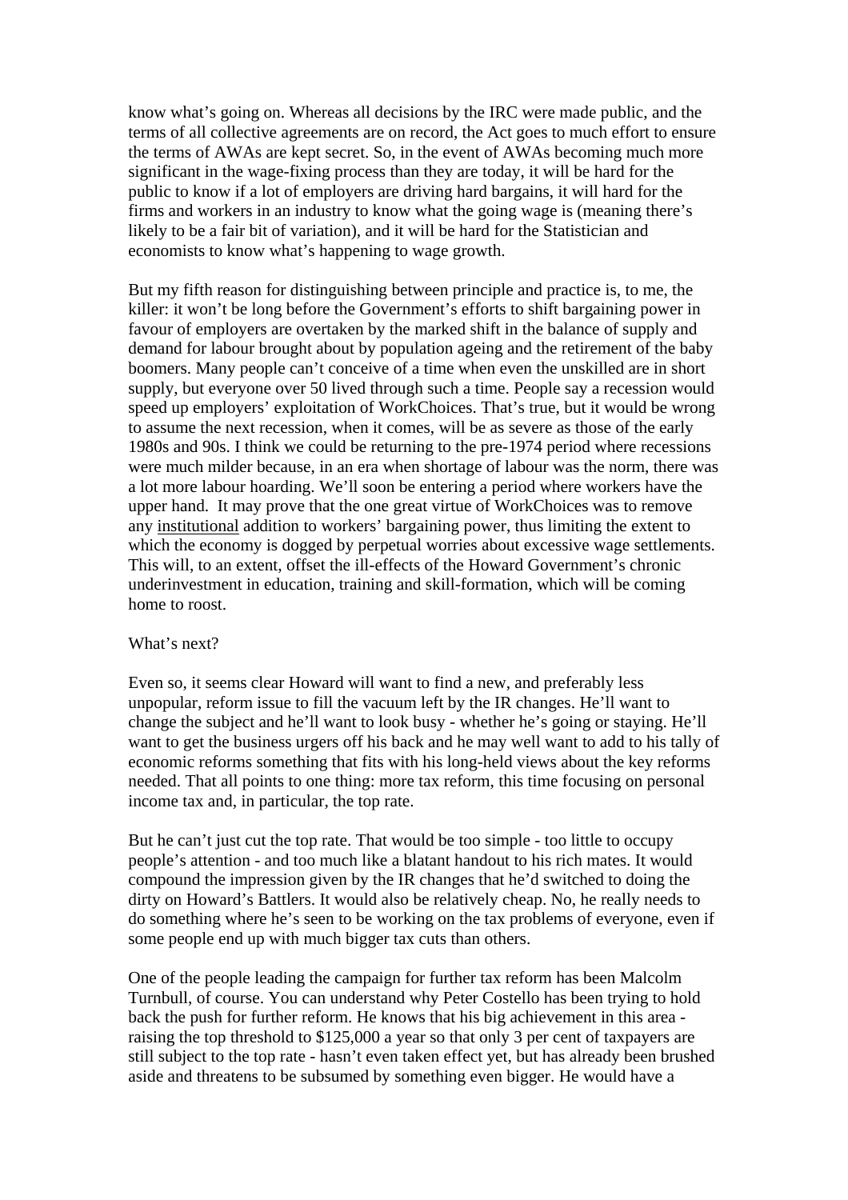know what's going on. Whereas all decisions by the IRC were made public, and the terms of all collective agreements are on record, the Act goes to much effort to ensure the terms of AWAs are kept secret. So, in the event of AWAs becoming much more significant in the wage-fixing process than they are today, it will be hard for the public to know if a lot of employers are driving hard bargains, it will hard for the firms and workers in an industry to know what the going wage is (meaning there's likely to be a fair bit of variation), and it will be hard for the Statistician and economists to know what's happening to wage growth.

But my fifth reason for distinguishing between principle and practice is, to me, the killer: it won't be long before the Government's efforts to shift bargaining power in favour of employers are overtaken by the marked shift in the balance of supply and demand for labour brought about by population ageing and the retirement of the baby boomers. Many people can't conceive of a time when even the unskilled are in short supply, but everyone over 50 lived through such a time. People say a recession would speed up employers' exploitation of WorkChoices. That's true, but it would be wrong to assume the next recession, when it comes, will be as severe as those of the early 1980s and 90s. I think we could be returning to the pre-1974 period where recessions were much milder because, in an era when shortage of labour was the norm, there was a lot more labour hoarding. We'll soon be entering a period where workers have the upper hand. It may prove that the one great virtue of WorkChoices was to remove any <u>institutional</u> addition to workers' bargaining power, thus limiting the extent to which the economy is dogged by perpetual worries about excessive wage settlements. This will, to an extent, offset the ill-effects of the Howard Government's chronic underinvestment in education, training and skill-formation, which will be coming home to roost.

What's next?

Even so, it seems clear Howard will want to find a new, and preferably less unpopular, reform issue to fill the vacuum left by the IR changes. He'll want to change the subject and he'll want to look busy - whether he's going or staying. He'll want to get the business urgers off his back and he may well want to add to his tally of economic reforms something that fits with his long-held views about the key reforms needed. That all points to one thing: more tax reform, this time focusing on personal income tax and, in particular, the top rate.

But he can't just cut the top rate. That would be too simple - too little to occupy people's attention - and too much like a blatant handout to his rich mates. It would compound the impression given by the IR changes that he'd switched to doing the dirty on Howard's Battlers. It would also be relatively cheap. No, he really needs to do something where he's seen to be working on the tax problems of everyone, even if some people end up with much bigger tax cuts than others.

One of the people leading the campaign for further tax reform has been Malcolm Turnbull, of course. You can understand why Peter Costello has been trying to hold back the push for further reform. He knows that his big achievement in this area - raising the top threshold to $125,000 a year so that only 3 per cent of taxpayers are still subject to the top rate - hasn't even taken effect yet, but has already been brushed aside and threatens to be subsumed by something even bigger. He would have a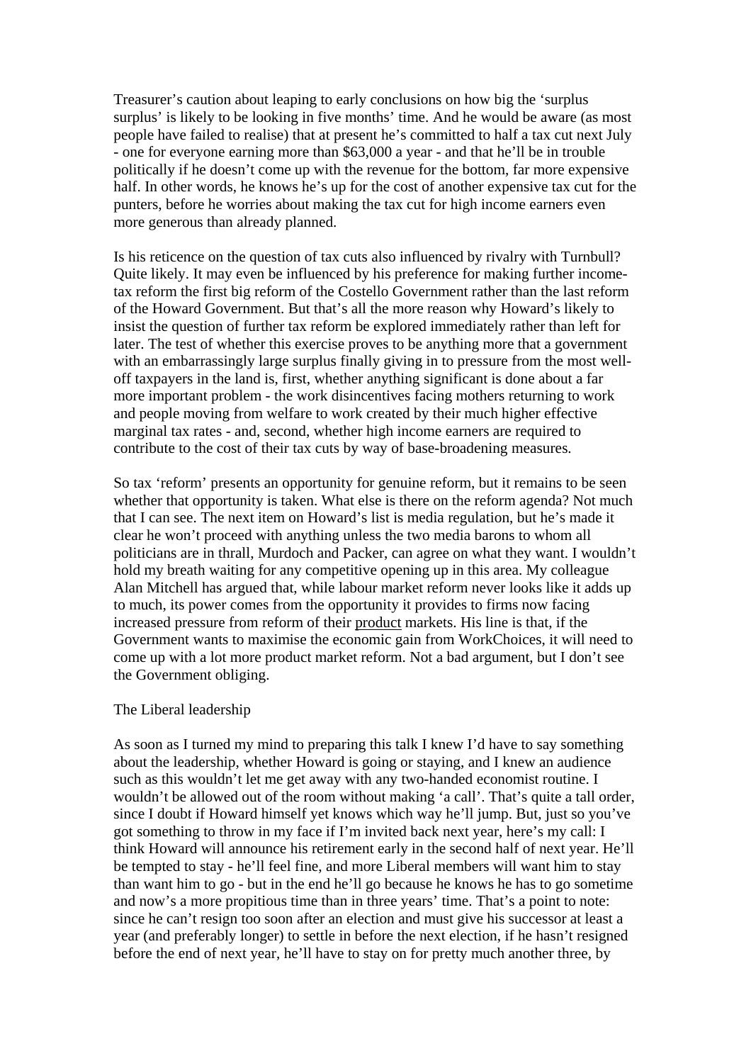Treasurer's caution about leaping to early conclusions on how big the 'surplus surplus' is likely to be looking in five months' time. And he would be aware (as most people have failed to realise) that at present he's committed to half a tax cut next July - one for everyone earning more than $63,000 a year - and that he'll be in trouble politically if he doesn't come up with the revenue for the bottom, far more expensive half. In other words, he knows he's up for the cost of another expensive tax cut for the punters, before he worries about making the tax cut for high income earners even more generous than already planned.

Is his reticence on the question of tax cuts also influenced by rivalry with Turnbull? Quite likely. It may even be influenced by his preference for making further income-tax reform the first big reform of the Costello Government rather than the last reform of the Howard Government. But that's all the more reason why Howard's likely to insist the question of further tax reform be explored immediately rather than left for later. The test of whether this exercise proves to be anything more that a government with an embarrassingly large surplus finally giving in to pressure from the most well-off taxpayers in the land is, first, whether anything significant is done about a far more important problem - the work disincentives facing mothers returning to work and people moving from welfare to work created by their much higher effective marginal tax rates - and, second, whether high income earners are required to contribute to the cost of their tax cuts by way of base-broadening measures.

So tax 'reform' presents an opportunity for genuine reform, but it remains to be seen whether that opportunity is taken. What else is there on the reform agenda? Not much that I can see. The next item on Howard's list is media regulation, but he's made it clear he won't proceed with anything unless the two media barons to whom all politicians are in thrall, Murdoch and Packer, can agree on what they want. I wouldn't hold my breath waiting for any competitive opening up in this area. My colleague Alan Mitchell has argued that, while labour market reform never looks like it adds up to much, its power comes from the opportunity it provides to firms now facing increased pressure from reform of their <u>product</u> markets. His line is that, if the Government wants to maximise the economic gain from WorkChoices, it will need to come up with a lot more product market reform. Not a bad argument, but I don't see the Government obliging.

## The Liberal leadership

As soon as I turned my mind to preparing this talk I knew I'd have to say something about the leadership, whether Howard is going or staying, and I knew an audience such as this wouldn't let me get away with any two-handed economist routine. I wouldn't be allowed out of the room without making 'a call'. That's quite a tall order, since I doubt if Howard himself yet knows which way he'll jump. But, just so you've got something to throw in my face if I'm invited back next year, here's my call: I think Howard will announce his retirement early in the second half of next year. He'll be tempted to stay - he'll feel fine, and more Liberal members will want him to stay than want him to go - but in the end he'll go because he knows he has to go sometime and now's a more propitious time than in three years' time. That's a point to note: since he can't resign too soon after an election and must give his successor at least a year (and preferably longer) to settle in before the next election, if he hasn't resigned before the end of next year, he'll have to stay on for pretty much another three, by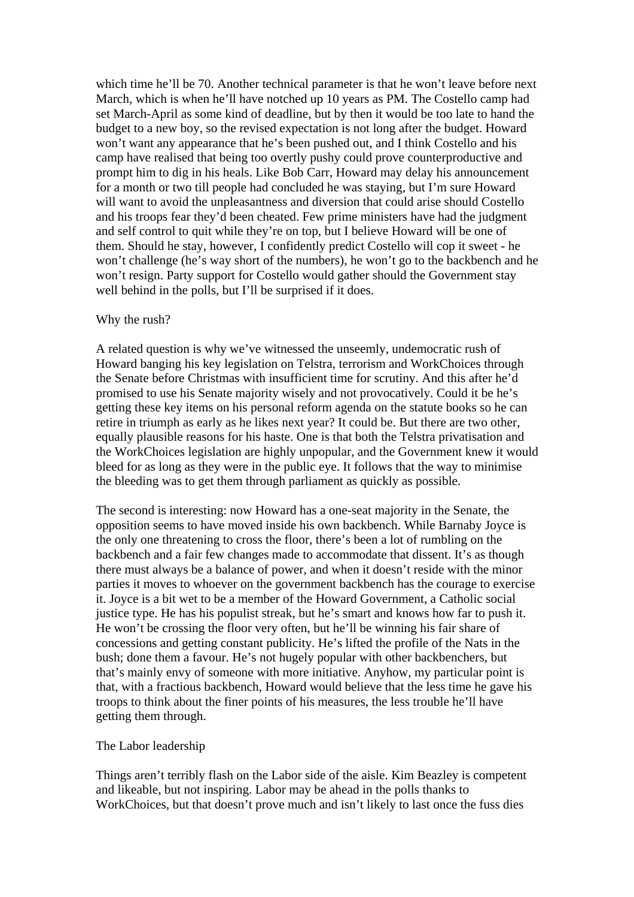which time he'll be 70. Another technical parameter is that he won't leave before next March, which is when he'll have notched up 10 years as PM. The Costello camp had set March-April as some kind of deadline, but by then it would be too late to hand the budget to a new boy, so the revised expectation is not long after the budget. Howard won't want any appearance that he's been pushed out, and I think Costello and his camp have realised that being too overtly pushy could prove counterproductive and prompt him to dig in his heals. Like Bob Carr, Howard may delay his announcement for a month or two till people had concluded he was staying, but I'm sure Howard will want to avoid the unpleasantness and diversion that could arise should Costello and his troops fear they'd been cheated. Few prime ministers have had the judgment and self control to quit while they're on top, but I believe Howard will be one of them. Should he stay, however, I confidently predict Costello will cop it sweet - he won't challenge (he's way short of the numbers), he won't go to the backbench and he won't resign. Party support for Costello would gather should the Government stay well behind in the polls, but I'll be surprised if it does.

## Why the rush?

A related question is why we've witnessed the unseemly, undemocratic rush of Howard banging his key legislation on Telstra, terrorism and WorkChoices through the Senate before Christmas with insufficient time for scrutiny. And this after he'd promised to use his Senate majority wisely and not provocatively. Could it be he's getting these key items on his personal reform agenda on the statute books so he can retire in triumph as early as he likes next year? It could be. But there are two other, equally plausible reasons for his haste. One is that both the Telstra privatisation and the WorkChoices legislation are highly unpopular, and the Government knew it would bleed for as long as they were in the public eye. It follows that the way to minimise the bleeding was to get them through parliament as quickly as possible.

The second is interesting: now Howard has a one-seat majority in the Senate, the opposition seems to have moved inside his own backbench. While Barnaby Joyce is the only one threatening to cross the floor, there's been a lot of rumbling on the backbench and a fair few changes made to accommodate that dissent. It's as though there must always be a balance of power, and when it doesn't reside with the minor parties it moves to whoever on the government backbench has the courage to exercise it. Joyce is a bit wet to be a member of the Howard Government, a Catholic social justice type. He has his populist streak, but he's smart and knows how far to push it. He won't be crossing the floor very often, but he'll be winning his fair share of concessions and getting constant publicity. He's lifted the profile of the Nats in the bush; done them a favour. He's not hugely popular with other backbenchers, but that's mainly envy of someone with more initiative. Anyhow, my particular point is that, with a fractious backbench, Howard would believe that the less time he gave his troops to think about the finer points of his measures, the less trouble he'll have getting them through.

## The Labor leadership

Things aren't terribly flash on the Labor side of the aisle. Kim Beazley is competent and likeable, but not inspiring. Labor may be ahead in the polls thanks to WorkChoices, but that doesn't prove much and isn't likely to last once the fuss dies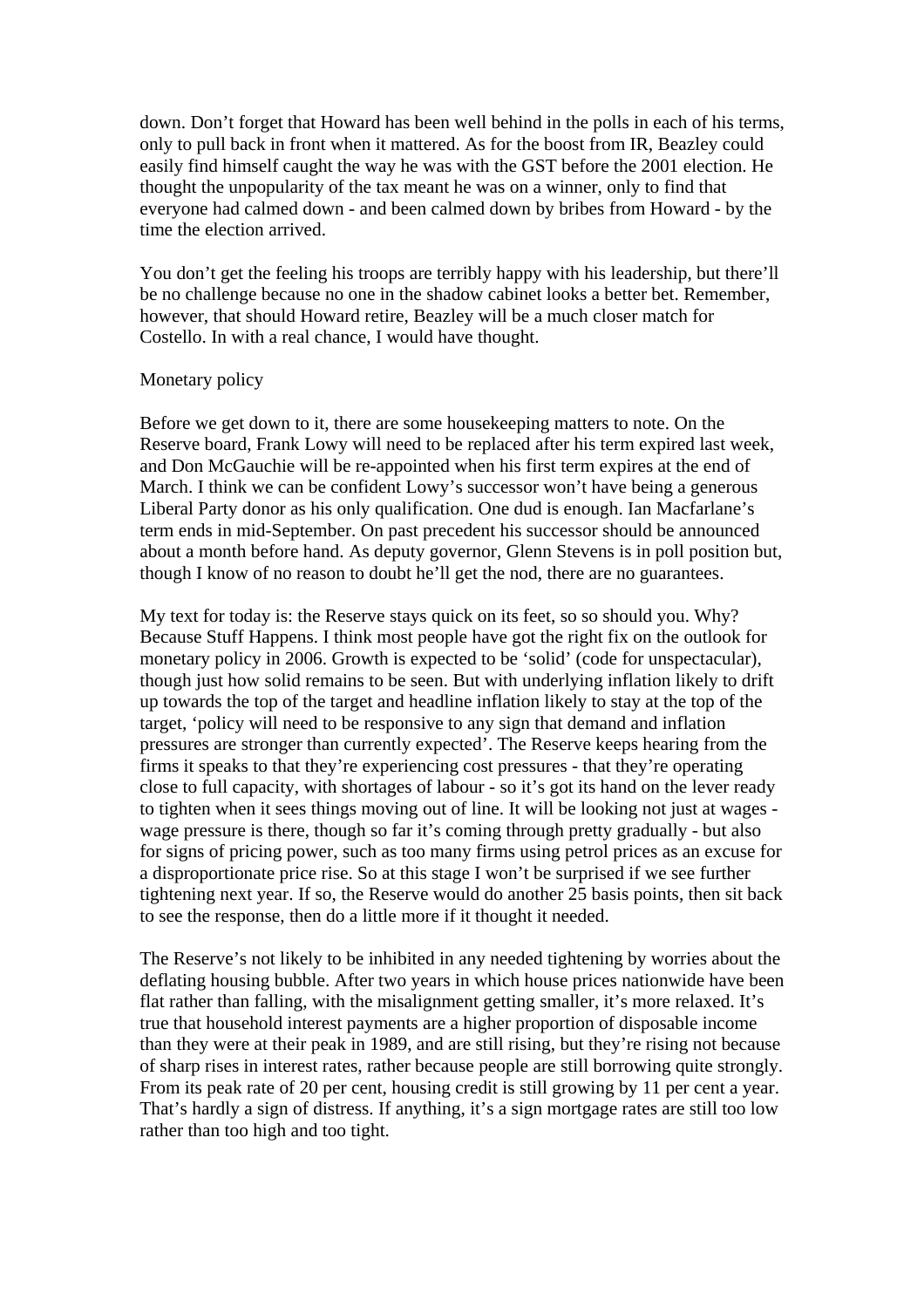down. Don't forget that Howard has been well behind in the polls in each of his terms, only to pull back in front when it mattered. As for the boost from IR, Beazley could easily find himself caught the way he was with the GST before the 2001 election. He thought the unpopularity of the tax meant he was on a winner, only to find that everyone had calmed down - and been calmed down by bribes from Howard - by the time the election arrived.

You don't get the feeling his troops are terribly happy with his leadership, but there'll be no challenge because no one in the shadow cabinet looks a better bet. Remember, however, that should Howard retire, Beazley will be a much closer match for Costello. In with a real chance, I would have thought.

## Monetary policy

Before we get down to it, there are some housekeeping matters to note. On the Reserve board, Frank Lowy will need to be replaced after his term expired last week, and Don McGauchie will be re-appointed when his first term expires at the end of March. I think we can be confident Lowy's successor won't have being a generous Liberal Party donor as his only qualification. One dud is enough. Ian Macfarlane's term ends in mid-September. On past precedent his successor should be announced about a month before hand. As deputy governor, Glenn Stevens is in poll position but, though I know of no reason to doubt he'll get the nod, there are no guarantees.

My text for today is: the Reserve stays quick on its feet, so so should you. Why? Because Stuff Happens. I think most people have got the right fix on the outlook for monetary policy in 2006. Growth is expected to be 'solid' (code for unspectacular), though just how solid remains to be seen. But with underlying inflation likely to drift up towards the top of the target and headline inflation likely to stay at the top of the target, 'policy will need to be responsive to any sign that demand and inflation pressures are stronger than currently expected'. The Reserve keeps hearing from the firms it speaks to that they're experiencing cost pressures - that they're operating close to full capacity, with shortages of labour - so it's got its hand on the lever ready to tighten when it sees things moving out of line. It will be looking not just at wages - wage pressure is there, though so far it's coming through pretty gradually - but also for signs of pricing power, such as too many firms using petrol prices as an excuse for a disproportionate price rise. So at this stage I won't be surprised if we see further tightening next year. If so, the Reserve would do another 25 basis points, then sit back to see the response, then do a little more if it thought it needed.

The Reserve's not likely to be inhibited in any needed tightening by worries about the deflating housing bubble. After two years in which house prices nationwide have been flat rather than falling, with the misalignment getting smaller, it's more relaxed. It's true that household interest payments are a higher proportion of disposable income than they were at their peak in 1989, and are still rising, but they're rising not because of sharp rises in interest rates, rather because people are still borrowing quite strongly. From its peak rate of 20 per cent, housing credit is still growing by 11 per cent a year. That's hardly a sign of distress. If anything, it's a sign mortgage rates are still too low rather than too high and too tight.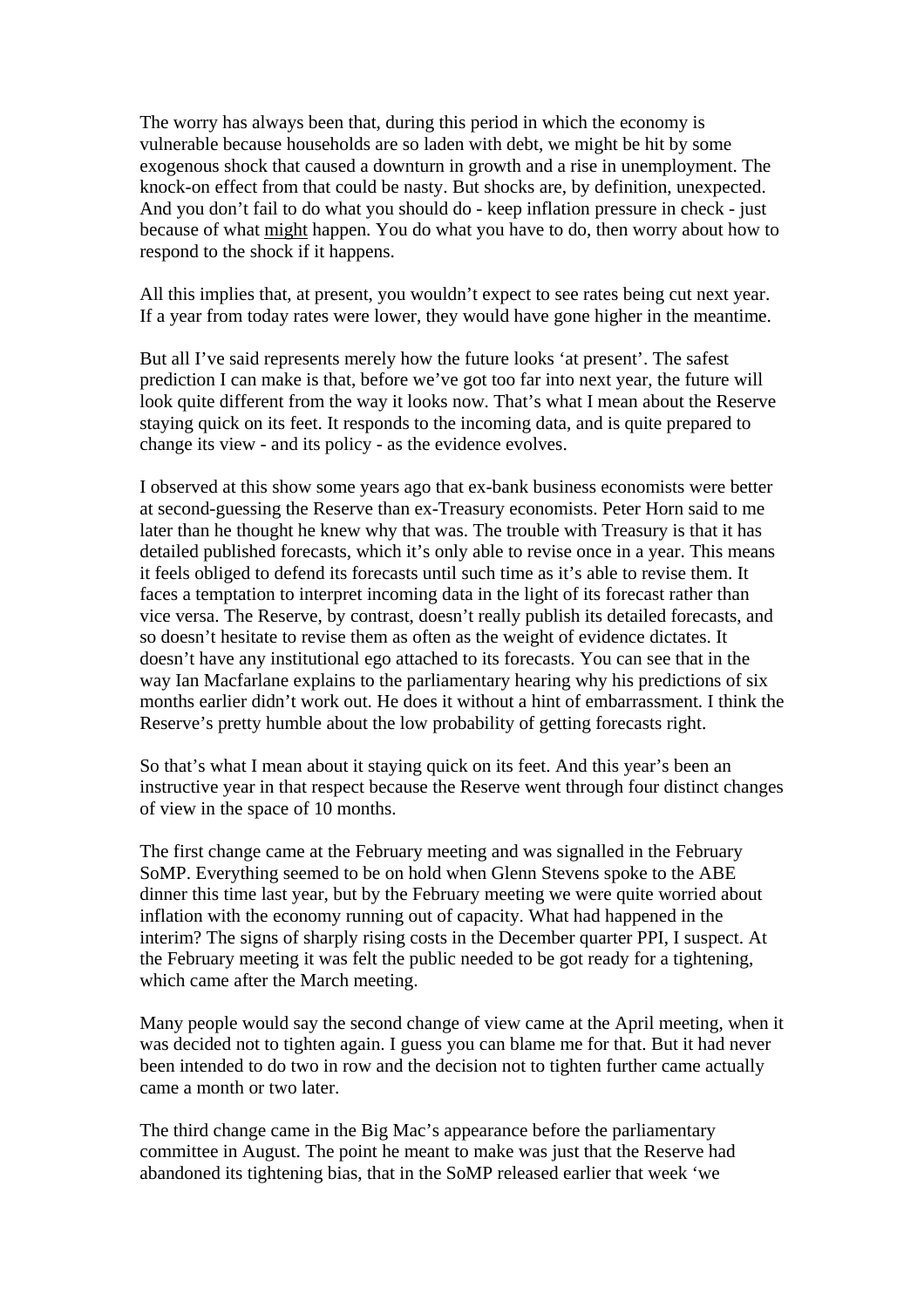The worry has always been that, during this period in which the economy is vulnerable because households are so laden with debt, we might be hit by some exogenous shock that caused a downturn in growth and a rise in unemployment. The knock-on effect from that could be nasty. But shocks are, by definition, unexpected. And you don't fail to do what you should do - keep inflation pressure in check - just because of what might happen. You do what you have to do, then worry about how to respond to the shock if it happens.

All this implies that, at present, you wouldn't expect to see rates being cut next year. If a year from today rates were lower, they would have gone higher in the meantime.

But all I've said represents merely how the future looks 'at present'. The safest prediction I can make is that, before we've got too far into next year, the future will look quite different from the way it looks now. That's what I mean about the Reserve staying quick on its feet. It responds to the incoming data, and is quite prepared to change its view - and its policy - as the evidence evolves.

I observed at this show some years ago that ex-bank business economists were better at second-guessing the Reserve than ex-Treasury economists. Peter Horn said to me later than he thought he knew why that was. The trouble with Treasury is that it has detailed published forecasts, which it's only able to revise once in a year. This means it feels obliged to defend its forecasts until such time as it's able to revise them. It faces a temptation to interpret incoming data in the light of its forecast rather than vice versa. The Reserve, by contrast, doesn't really publish its detailed forecasts, and so doesn't hesitate to revise them as often as the weight of evidence dictates. It doesn't have any institutional ego attached to its forecasts. You can see that in the way Ian Macfarlane explains to the parliamentary hearing why his predictions of six months earlier didn't work out. He does it without a hint of embarrassment. I think the Reserve's pretty humble about the low probability of getting forecasts right.

So that's what I mean about it staying quick on its feet. And this year's been an instructive year in that respect because the Reserve went through four distinct changes of view in the space of 10 months.

The first change came at the February meeting and was signalled in the February SoMP. Everything seemed to be on hold when Glenn Stevens spoke to the ABE dinner this time last year, but by the February meeting we were quite worried about inflation with the economy running out of capacity. What had happened in the interim? The signs of sharply rising costs in the December quarter PPI, I suspect. At the February meeting it was felt the public needed to be got ready for a tightening, which came after the March meeting.

Many people would say the second change of view came at the April meeting, when it was decided not to tighten again. I guess you can blame me for that. But it had never been intended to do two in row and the decision not to tighten further came actually came a month or two later.

The third change came in the Big Mac's appearance before the parliamentary committee in August. The point he meant to make was just that the Reserve had abandoned its tightening bias, that in the SoMP released earlier that week 'we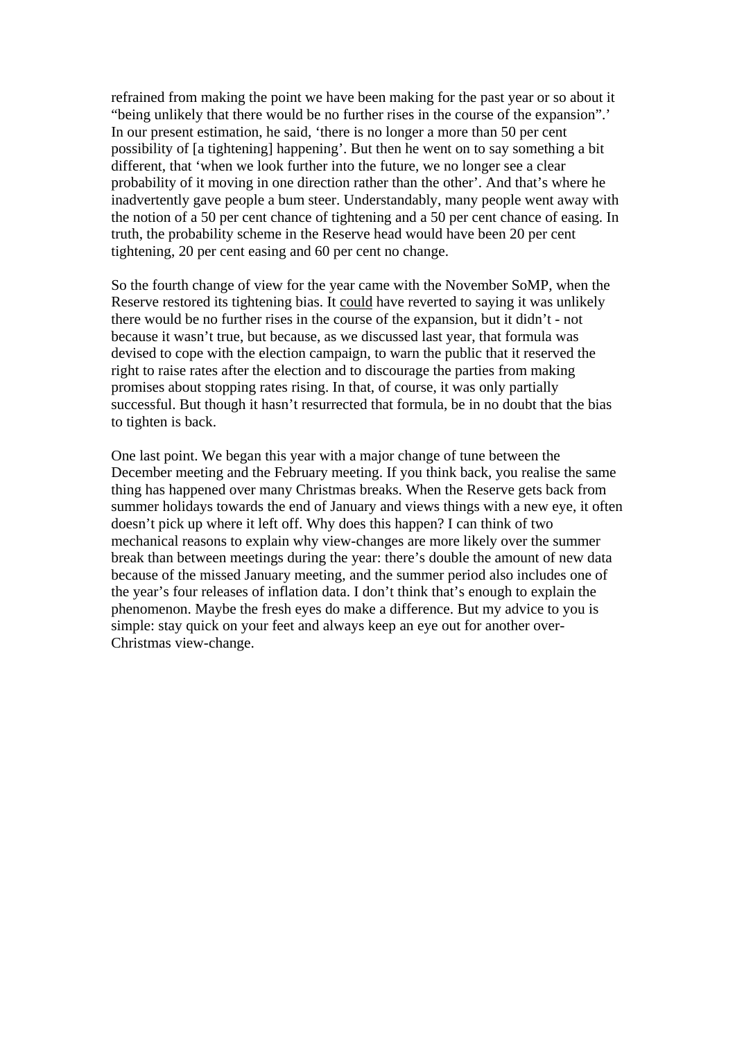refrained from making the point we have been making for the past year or so about it "being unlikely that there would be no further rises in the course of the expansion".' In our present estimation, he said, 'there is no longer a more than 50 per cent possibility of [a tightening] happening'. But then he went on to say something a bit different, that 'when we look further into the future, we no longer see a clear probability of it moving in one direction rather than the other'. And that's where he inadvertently gave people a bum steer. Understandably, many people went away with the notion of a 50 per cent chance of tightening and a 50 per cent chance of easing. In truth, the probability scheme in the Reserve head would have been 20 per cent tightening, 20 per cent easing and 60 per cent no change.

So the fourth change of view for the year came with the November SoMP, when the Reserve restored its tightening bias. It <u>could</u> have reverted to saying it was unlikely there would be no further rises in the course of the expansion, but it didn't - not because it wasn't true, but because, as we discussed last year, that formula was devised to cope with the election campaign, to warn the public that it reserved the right to raise rates after the election and to discourage the parties from making promises about stopping rates rising. In that, of course, it was only partially successful. But though it hasn't resurrected that formula, be in no doubt that the bias to tighten is back.

One last point. We began this year with a major change of tune between the December meeting and the February meeting. If you think back, you realise the same thing has happened over many Christmas breaks. When the Reserve gets back from summer holidays towards the end of January and views things with a new eye, it often doesn't pick up where it left off. Why does this happen? I can think of two mechanical reasons to explain why view-changes are more likely over the summer break than between meetings during the year: there's double the amount of new data because of the missed January meeting, and the summer period also includes one of the year's four releases of inflation data. I don't think that's enough to explain the phenomenon. Maybe the fresh eyes do make a difference. But my advice to you is simple: stay quick on your feet and always keep an eye out for another over-Christmas view-change.